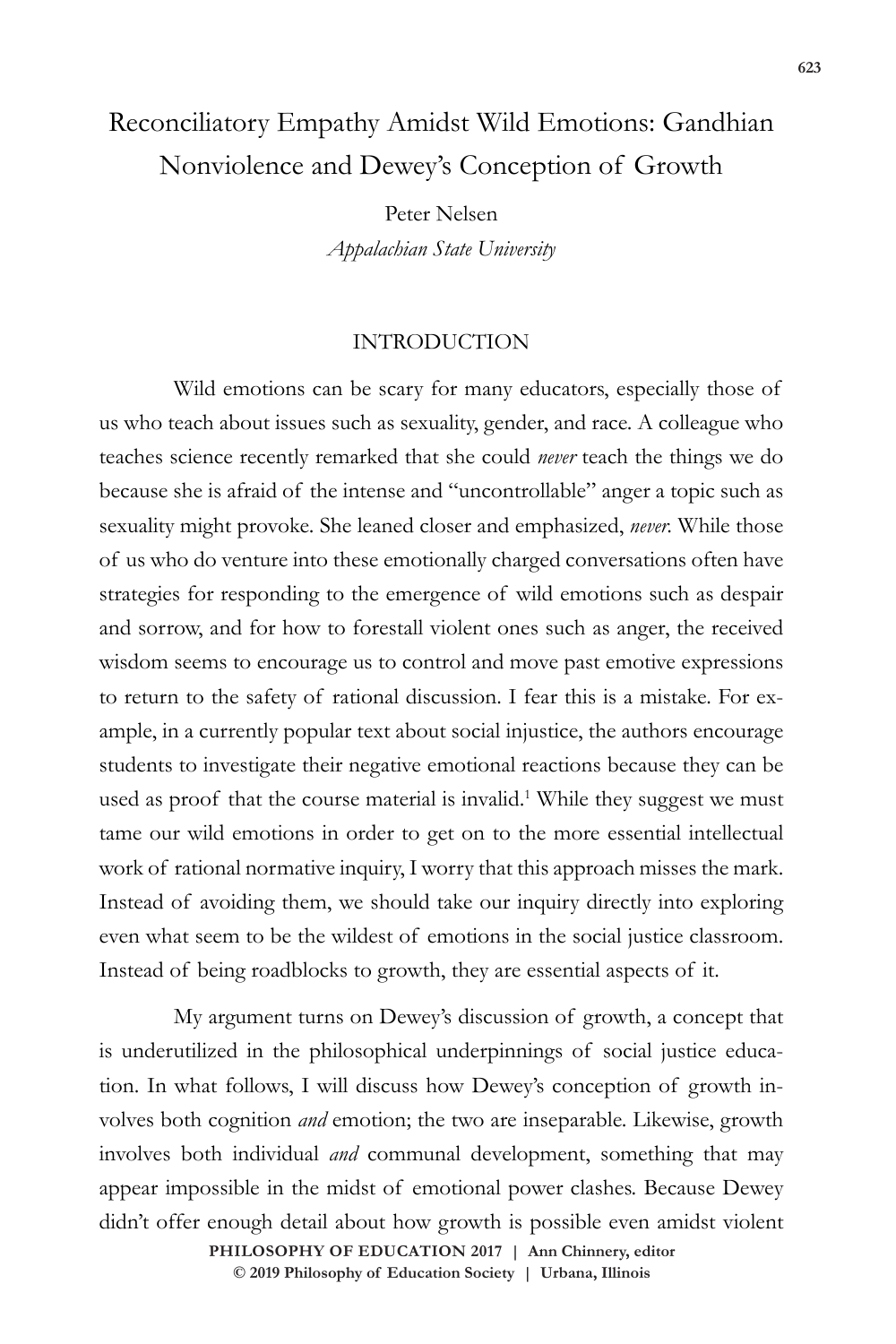# Reconciliatory Empathy Amidst Wild Emotions: Gandhian Nonviolence and Dewey's Conception of Growth

Peter Nelsen

*Appalachian State University*

## INTRODUCTION

Wild emotions can be scary for many educators, especially those of us who teach about issues such as sexuality, gender, and race. A colleague who teaches science recently remarked that she could *never* teach the things we do because she is afraid of the intense and "uncontrollable" anger a topic such as sexuality might provoke. She leaned closer and emphasized, *never*. While those of us who do venture into these emotionally charged conversations often have strategies for responding to the emergence of wild emotions such as despair and sorrow, and for how to forestall violent ones such as anger, the received wisdom seems to encourage us to control and move past emotive expressions to return to the safety of rational discussion. I fear this is a mistake. For example, in a currently popular text about social injustice, the authors encourage students to investigate their negative emotional reactions because they can be used as proof that the course material is invalid.[1] While they suggest we must tame our wild emotions in order to get on to the more essential intellectual work of rational normative inquiry, I worry that this approach misses the mark. Instead of avoiding them, we should take our inquiry directly into exploring even what seem to be the wildest of emotions in the social justice classroom. Instead of being roadblocks to growth, they are essential aspects of it.

My argument turns on Dewey's discussion of growth, a concept that is underutilized in the philosophical underpinnings of social justice education. In what follows, I will discuss how Dewey's conception of growth involves both cognition *and* emotion; the two are inseparable. Likewise, growth involves both individual *and* communal development, something that may appear impossible in the midst of emotional power clashes. Because Dewey didn't offer enough detail about how growth is possible even amidst violent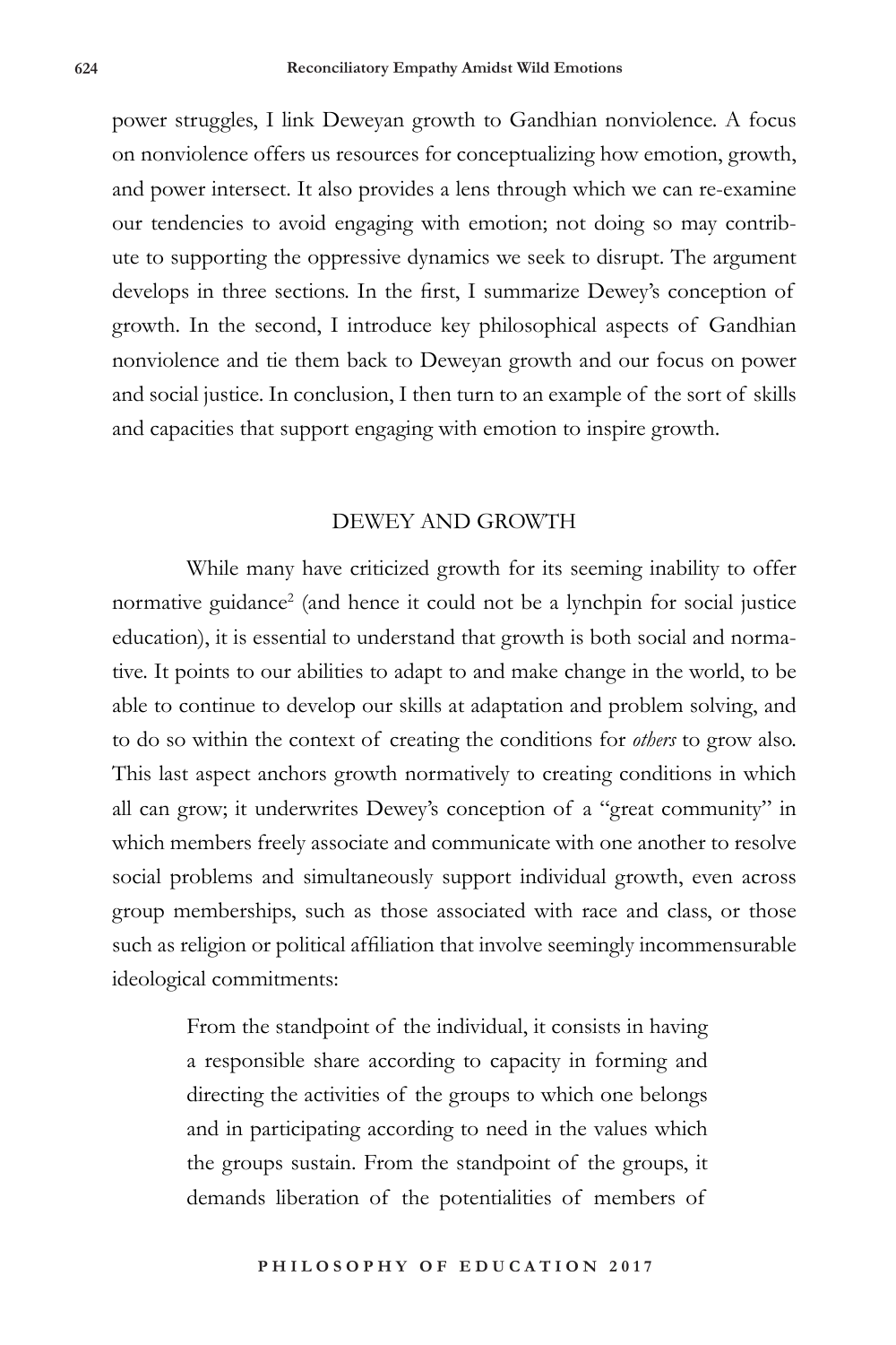power struggles, I link Deweyan growth to Gandhian nonviolence. A focus on nonviolence offers us resources for conceptualizing how emotion, growth, and power intersect. It also provides a lens through which we can re-examine our tendencies to avoid engaging with emotion; not doing so may contribute to supporting the oppressive dynamics we seek to disrupt. The argument develops in three sections. In the first, I summarize Dewey's conception of growth. In the second, I introduce key philosophical aspects of Gandhian nonviolence and tie them back to Deweyan growth and our focus on power and social justice. In conclusion, I then turn to an example of the sort of skills and capacities that support engaging with emotion to inspire growth.

## DEWEY AND GROWTH

While many have criticized growth for its seeming inability to offer normative guidance[2] (and hence it could not be a lynchpin for social justice education), it is essential to understand that growth is both social and normative. It points to our abilities to adapt to and make change in the world, to be able to continue to develop our skills at adaptation and problem solving, and to do so within the context of creating the conditions for *others* to grow also. This last aspect anchors growth normatively to creating conditions in which all can grow; it underwrites Dewey's conception of a "great community" in which members freely associate and communicate with one another to resolve social problems and simultaneously support individual growth, even across group memberships, such as those associated with race and class, or those such as religion or political affiliation that involve seemingly incommensurable ideological commitments:

> From the standpoint of the individual, it consists in having a responsible share according to capacity in forming and directing the activities of the groups to which one belongs and in participating according to need in the values which the groups sustain. From the standpoint of the groups, it demands liberation of the potentialities of members of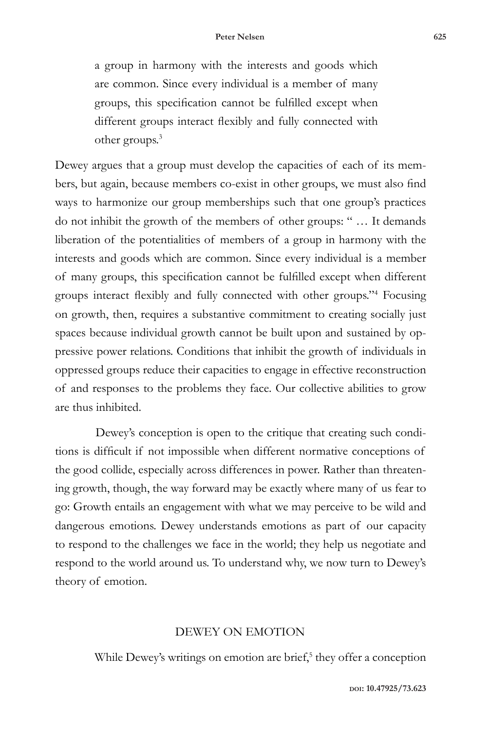> a group in harmony with the interests and goods which are common. Since every individual is a member of many groups, this specification cannot be fulfilled except when different groups interact flexibly and fully connected with other groups.[3]

Dewey argues that a group must develop the capacities of each of its members, but again, because members co-exist in other groups, we must also find ways to harmonize our group memberships such that one group's practices do not inhibit the growth of the members of other groups: " … It demands liberation of the potentialities of members of a group in harmony with the interests and goods which are common. Since every individual is a member of many groups, this specification cannot be fulfilled except when different groups interact flexibly and fully connected with other groups."[4] Focusing on growth, then, requires a substantive commitment to creating socially just spaces because individual growth cannot be built upon and sustained by oppressive power relations. Conditions that inhibit the growth of individuals in oppressed groups reduce their capacities to engage in effective reconstruction of and responses to the problems they face. Our collective abilities to grow are thus inhibited.

Dewey's conception is open to the critique that creating such conditions is difficult if not impossible when different normative conceptions of the good collide, especially across differences in power. Rather than threatening growth, though, the way forward may be exactly where many of us fear to go: Growth entails an engagement with what we may perceive to be wild and dangerous emotions. Dewey understands emotions as part of our capacity to respond to the challenges we face in the world; they help us negotiate and respond to the world around us. To understand why, we now turn to Dewey's theory of emotion.

## DEWEY ON EMOTION

While Dewey's writings on emotion are brief,[5] they offer a conception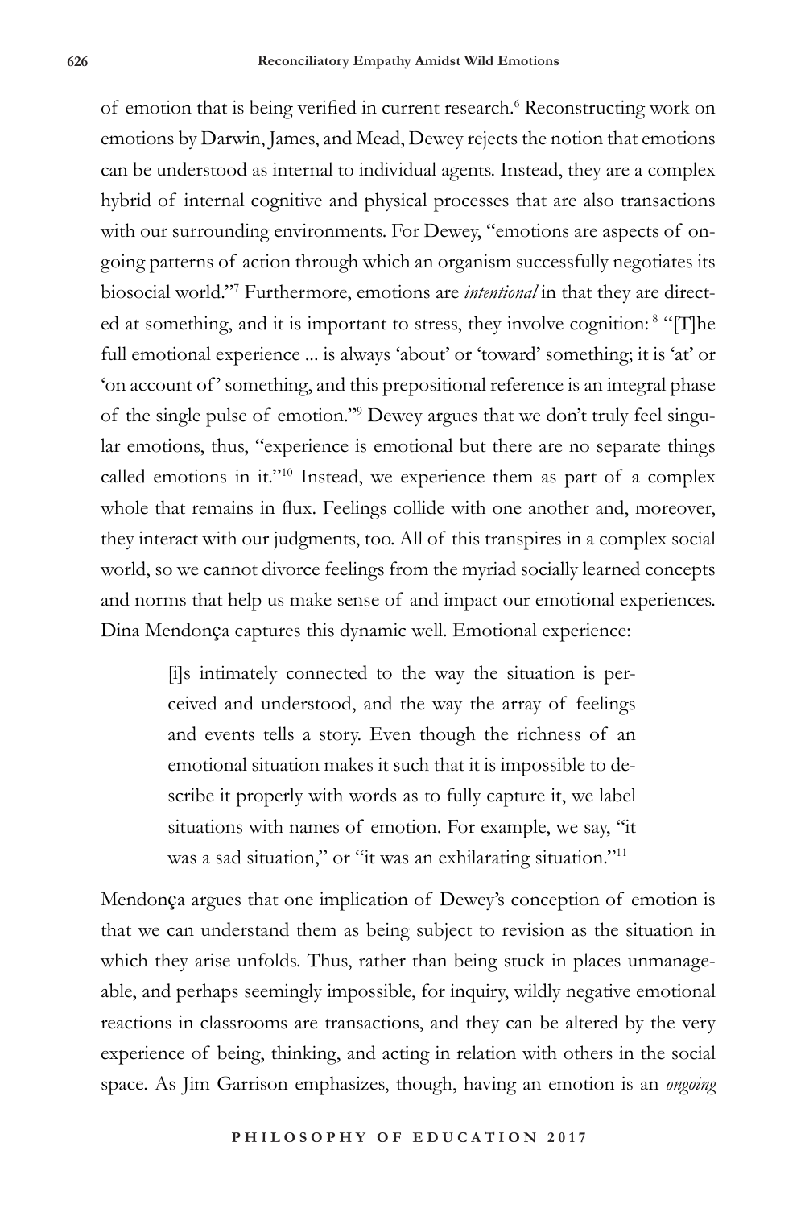of emotion that is being verified in current research.[6] Reconstructing work on emotions by Darwin, James, and Mead, Dewey rejects the notion that emotions can be understood as internal to individual agents. Instead, they are a complex hybrid of internal cognitive and physical processes that are also transactions with our surrounding environments. For Dewey, "emotions are aspects of ongoing patterns of action through which an organism successfully negotiates its biosocial world."[7] Furthermore, emotions are *intentional* in that they are directed at something, and it is important to stress, they involve cognition: [8] "[T]he full emotional experience ... is always 'about' or 'toward' something; it is 'at' or 'on account of' something, and this prepositional reference is an integral phase of the single pulse of emotion."[9] Dewey argues that we don't truly feel singular emotions, thus, "experience is emotional but there are no separate things called emotions in it."[10] Instead, we experience them as part of a complex whole that remains in flux. Feelings collide with one another and, moreover, they interact with our judgments, too. All of this transpires in a complex social world, so we cannot divorce feelings from the myriad socially learned concepts and norms that help us make sense of and impact our emotional experiences. Dina Mendonça captures this dynamic well. Emotional experience:

> [i]s intimately connected to the way the situation is perceived and understood, and the way the array of feelings and events tells a story. Even though the richness of an emotional situation makes it such that it is impossible to describe it properly with words as to fully capture it, we label situations with names of emotion. For example, we say, "it was a sad situation," or "it was an exhilarating situation."[11]

Mendonça argues that one implication of Dewey's conception of emotion is that we can understand them as being subject to revision as the situation in which they arise unfolds. Thus, rather than being stuck in places unmanageable, and perhaps seemingly impossible, for inquiry, wildly negative emotional reactions in classrooms are transactions, and they can be altered by the very experience of being, thinking, and acting in relation with others in the social space. As Jim Garrison emphasizes, though, having an emotion is an *ongoing*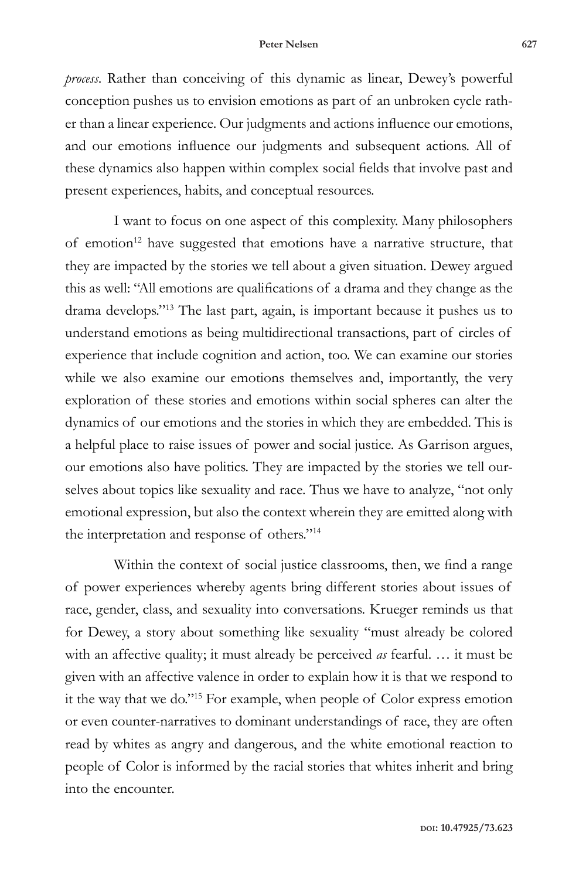*process*. Rather than conceiving of this dynamic as linear, Dewey's powerful conception pushes us to envision emotions as part of an unbroken cycle rather than a linear experience. Our judgments and actions influence our emotions, and our emotions influence our judgments and subsequent actions. All of these dynamics also happen within complex social fields that involve past and present experiences, habits, and conceptual resources.

I want to focus on one aspect of this complexity. Many philosophers of emotion[12] have suggested that emotions have a narrative structure, that they are impacted by the stories we tell about a given situation. Dewey argued this as well: "All emotions are qualifications of a drama and they change as the drama develops."[13] The last part, again, is important because it pushes us to understand emotions as being multidirectional transactions, part of circles of experience that include cognition and action, too. We can examine our stories while we also examine our emotions themselves and, importantly, the very exploration of these stories and emotions within social spheres can alter the dynamics of our emotions and the stories in which they are embedded. This is a helpful place to raise issues of power and social justice. As Garrison argues, our emotions also have politics. They are impacted by the stories we tell ourselves about topics like sexuality and race. Thus we have to analyze, "not only emotional expression, but also the context wherein they are emitted along with the interpretation and response of others."[14]

Within the context of social justice classrooms, then, we find a range of power experiences whereby agents bring different stories about issues of race, gender, class, and sexuality into conversations. Krueger reminds us that for Dewey, a story about something like sexuality "must already be colored with an affective quality; it must already be perceived *as* fearful. … it must be given with an affective valence in order to explain how it is that we respond to it the way that we do."[15] For example, when people of Color express emotion or even counter-narratives to dominant understandings of race, they are often read by whites as angry and dangerous, and the white emotional reaction to people of Color is informed by the racial stories that whites inherit and bring into the encounter.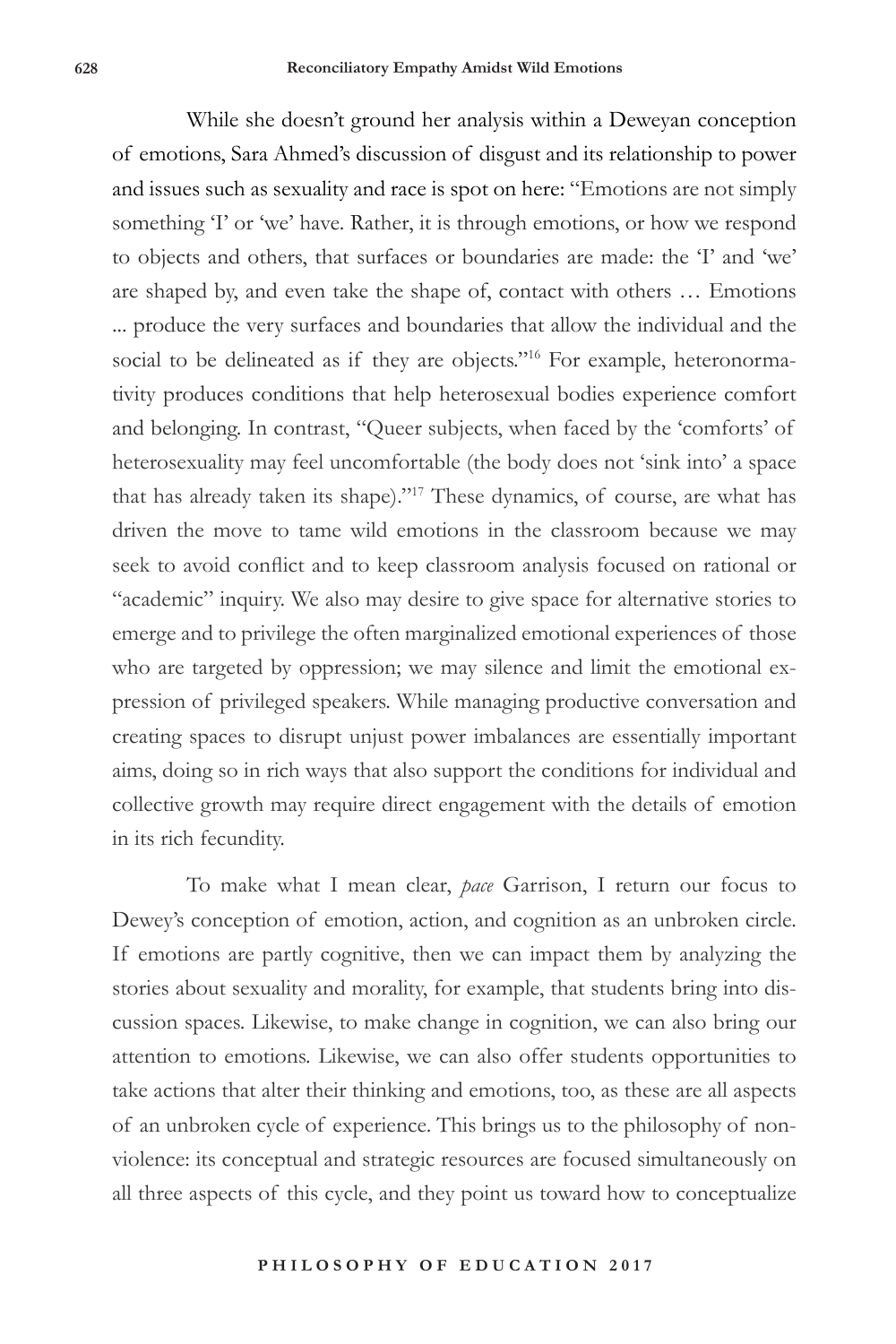While she doesn't ground her analysis within a Deweyan conception of emotions, Sara Ahmed's discussion of disgust and its relationship to power and issues such as sexuality and race is spot on here: "Emotions are not simply something 'I' or 'we' have. Rather, it is through emotions, or how we respond to objects and others, that surfaces or boundaries are made: the 'I' and 'we' are shaped by, and even take the shape of, contact with others … Emotions ... produce the very surfaces and boundaries that allow the individual and the social to be delineated as if they are objects."[16] For example, heteronormativity produces conditions that help heterosexual bodies experience comfort and belonging. In contrast, "Queer subjects, when faced by the 'comforts' of heterosexuality may feel uncomfortable (the body does not 'sink into' a space that has already taken its shape)."[17] These dynamics, of course, are what has driven the move to tame wild emotions in the classroom because we may seek to avoid conflict and to keep classroom analysis focused on rational or "academic" inquiry. We also may desire to give space for alternative stories to emerge and to privilege the often marginalized emotional experiences of those who are targeted by oppression; we may silence and limit the emotional expression of privileged speakers. While managing productive conversation and creating spaces to disrupt unjust power imbalances are essentially important aims, doing so in rich ways that also support the conditions for individual and collective growth may require direct engagement with the details of emotion in its rich fecundity.

To make what I mean clear, *pace* Garrison, I return our focus to Dewey's conception of emotion, action, and cognition as an unbroken circle. If emotions are partly cognitive, then we can impact them by analyzing the stories about sexuality and morality, for example, that students bring into discussion spaces. Likewise, to make change in cognition, we can also bring our attention to emotions. Likewise, we can also offer students opportunities to take actions that alter their thinking and emotions, too, as these are all aspects of an unbroken cycle of experience. This brings us to the philosophy of nonviolence: its conceptual and strategic resources are focused simultaneously on all three aspects of this cycle, and they point us toward how to conceptualize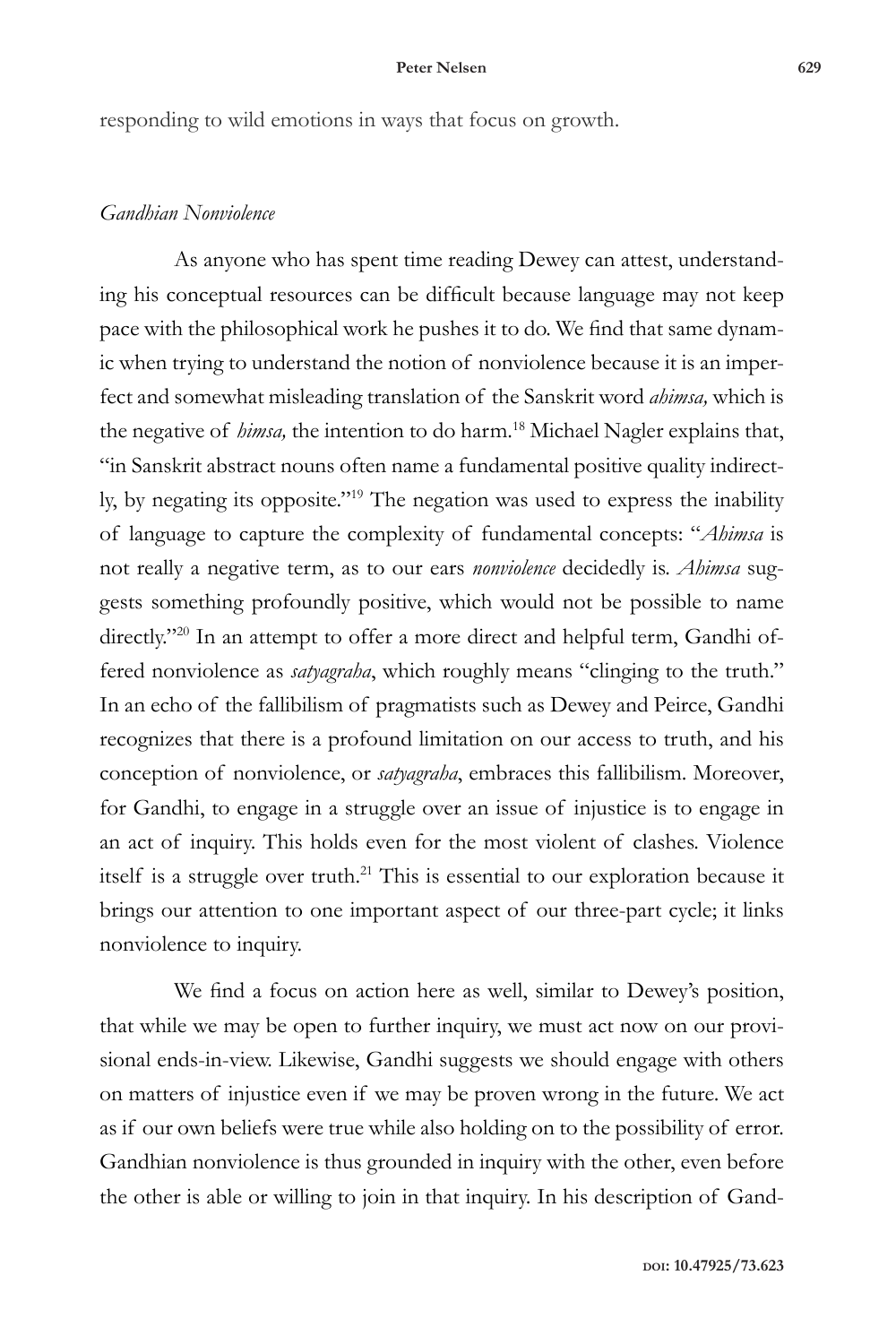responding to wild emotions in ways that focus on growth.

### *Gandhian Nonviolence*

As anyone who has spent time reading Dewey can attest, understanding his conceptual resources can be difficult because language may not keep pace with the philosophical work he pushes it to do. We find that same dynamic when trying to understand the notion of nonviolence because it is an imperfect and somewhat misleading translation of the Sanskrit word *ahimsa,* which is the negative of *himsa,* the intention to do harm.[18] Michael Nagler explains that, "in Sanskrit abstract nouns often name a fundamental positive quality indirectly, by negating its opposite."[19] The negation was used to express the inability of language to capture the complexity of fundamental concepts: "*Ahimsa* is not really a negative term, as to our ears *nonviolence* decidedly is. *Ahimsa* suggests something profoundly positive, which would not be possible to name directly."[20] In an attempt to offer a more direct and helpful term, Gandhi offered nonviolence as *satyagraha*, which roughly means "clinging to the truth." In an echo of the fallibilism of pragmatists such as Dewey and Peirce, Gandhi recognizes that there is a profound limitation on our access to truth, and his conception of nonviolence, or *satyagraha*, embraces this fallibilism. Moreover, for Gandhi, to engage in a struggle over an issue of injustice is to engage in an act of inquiry. This holds even for the most violent of clashes. Violence itself is a struggle over truth.[21] This is essential to our exploration because it brings our attention to one important aspect of our three-part cycle; it links nonviolence to inquiry.

We find a focus on action here as well, similar to Dewey's position, that while we may be open to further inquiry, we must act now on our provisional ends-in-view. Likewise, Gandhi suggests we should engage with others on matters of injustice even if we may be proven wrong in the future. We act as if our own beliefs were true while also holding on to the possibility of error. Gandhian nonviolence is thus grounded in inquiry with the other, even before the other is able or willing to join in that inquiry. In his description of Gand-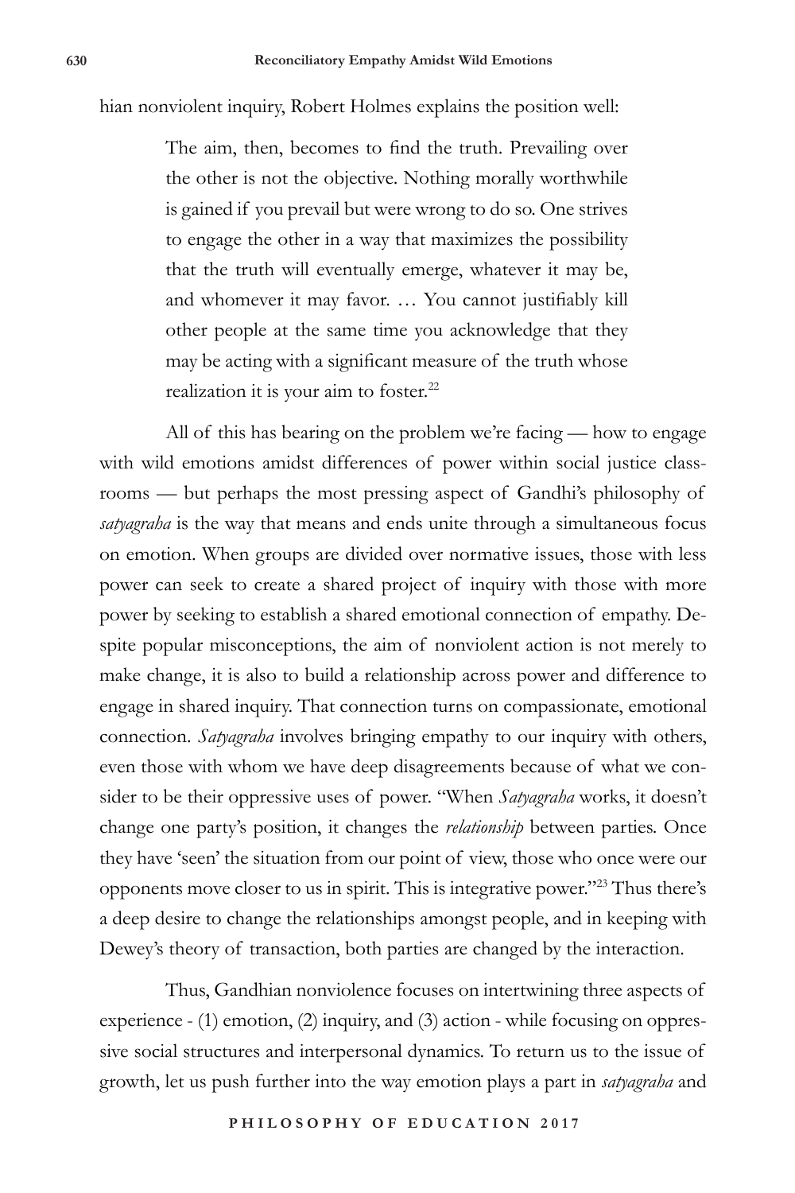hian nonviolent inquiry, Robert Holmes explains the position well:

> The aim, then, becomes to find the truth. Prevailing over the other is not the objective. Nothing morally worthwhile is gained if you prevail but were wrong to do so. One strives to engage the other in a way that maximizes the possibility that the truth will eventually emerge, whatever it may be, and whomever it may favor. … You cannot justifiably kill other people at the same time you acknowledge that they may be acting with a significant measure of the truth whose realization it is your aim to foster.[22]

All of this has bearing on the problem we're facing — how to engage with wild emotions amidst differences of power within social justice classrooms — but perhaps the most pressing aspect of Gandhi's philosophy of *satyagraha* is the way that means and ends unite through a simultaneous focus on emotion. When groups are divided over normative issues, those with less power can seek to create a shared project of inquiry with those with more power by seeking to establish a shared emotional connection of empathy. Despite popular misconceptions, the aim of nonviolent action is not merely to make change, it is also to build a relationship across power and difference to engage in shared inquiry. That connection turns on compassionate, emotional connection. *Satyagraha* involves bringing empathy to our inquiry with others, even those with whom we have deep disagreements because of what we consider to be their oppressive uses of power. "When *Satyagraha* works, it doesn't change one party's position, it changes the *relationship* between parties. Once they have 'seen' the situation from our point of view, those who once were our opponents move closer to us in spirit. This is integrative power."[23] Thus there's a deep desire to change the relationships amongst people, and in keeping with Dewey's theory of transaction, both parties are changed by the interaction.

Thus, Gandhian nonviolence focuses on intertwining three aspects of experience - (1) emotion, (2) inquiry, and (3) action - while focusing on oppressive social structures and interpersonal dynamics. To return us to the issue of growth, let us push further into the way emotion plays a part in *satyagraha* and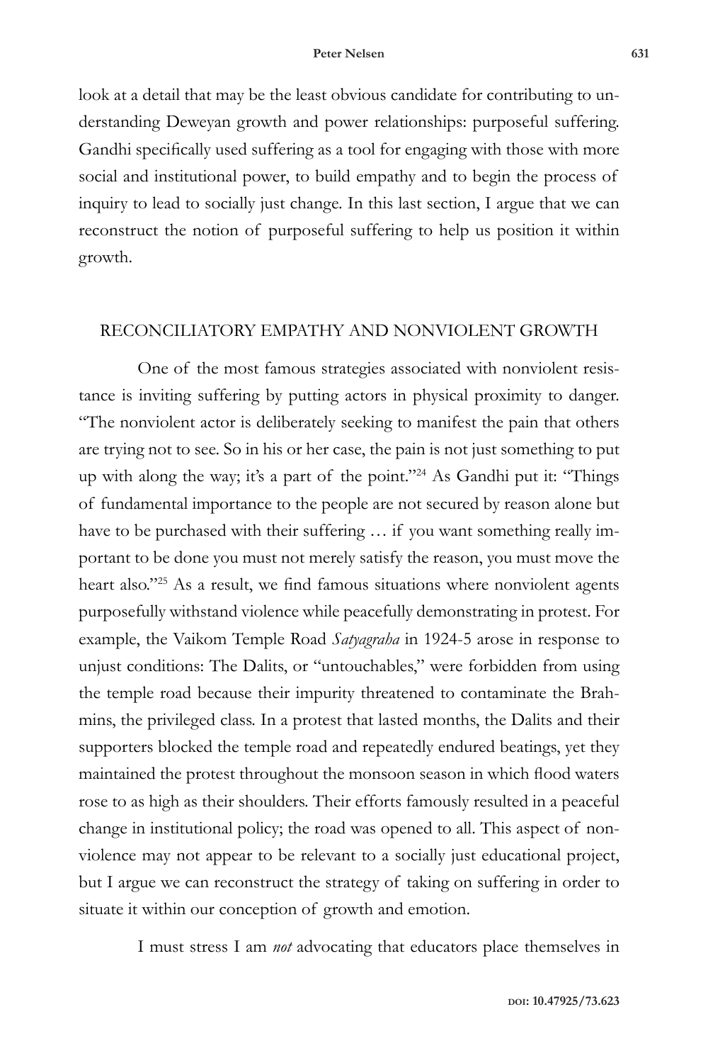look at a detail that may be the least obvious candidate for contributing to understanding Deweyan growth and power relationships: purposeful suffering. Gandhi specifically used suffering as a tool for engaging with those with more social and institutional power, to build empathy and to begin the process of inquiry to lead to socially just change. In this last section, I argue that we can reconstruct the notion of purposeful suffering to help us position it within growth.

## RECONCILIATORY EMPATHY AND NONVIOLENT GROWTH

One of the most famous strategies associated with nonviolent resistance is inviting suffering by putting actors in physical proximity to danger. "The nonviolent actor is deliberately seeking to manifest the pain that others are trying not to see. So in his or her case, the pain is not just something to put up with along the way; it's a part of the point."[24] As Gandhi put it: "Things of fundamental importance to the people are not secured by reason alone but have to be purchased with their suffering … if you want something really important to be done you must not merely satisfy the reason, you must move the heart also."[25] As a result, we find famous situations where nonviolent agents purposefully withstand violence while peacefully demonstrating in protest. For example, the Vaikom Temple Road *Satyagraha* in 1924-5 arose in response to unjust conditions: The Dalits, or "untouchables," were forbidden from using the temple road because their impurity threatened to contaminate the Brahmins, the privileged class. In a protest that lasted months, the Dalits and their supporters blocked the temple road and repeatedly endured beatings, yet they maintained the protest throughout the monsoon season in which flood waters rose to as high as their shoulders. Their efforts famously resulted in a peaceful change in institutional policy; the road was opened to all. This aspect of nonviolence may not appear to be relevant to a socially just educational project, but I argue we can reconstruct the strategy of taking on suffering in order to situate it within our conception of growth and emotion.

I must stress I am *not* advocating that educators place themselves in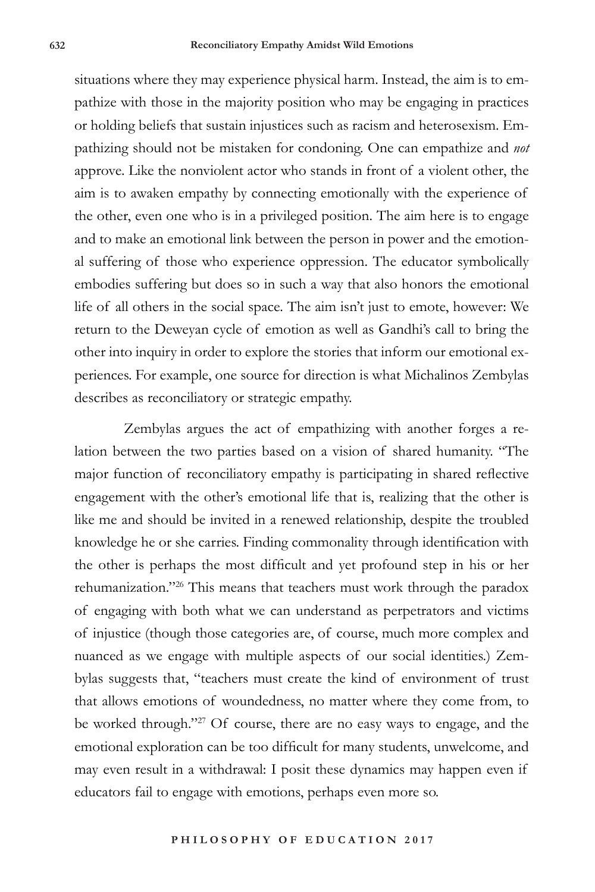situations where they may experience physical harm. Instead, the aim is to empathize with those in the majority position who may be engaging in practices or holding beliefs that sustain injustices such as racism and heterosexism. Empathizing should not be mistaken for condoning. One can empathize and *not* approve. Like the nonviolent actor who stands in front of a violent other, the aim is to awaken empathy by connecting emotionally with the experience of the other, even one who is in a privileged position. The aim here is to engage and to make an emotional link between the person in power and the emotional suffering of those who experience oppression. The educator symbolically embodies suffering but does so in such a way that also honors the emotional life of all others in the social space. The aim isn't just to emote, however: We return to the Deweyan cycle of emotion as well as Gandhi's call to bring the other into inquiry in order to explore the stories that inform our emotional experiences. For example, one source for direction is what Michalinos Zembylas describes as reconciliatory or strategic empathy.

Zembylas argues the act of empathizing with another forges a relation between the two parties based on a vision of shared humanity. "The major function of reconciliatory empathy is participating in shared reflective engagement with the other's emotional life that is, realizing that the other is like me and should be invited in a renewed relationship, despite the troubled knowledge he or she carries. Finding commonality through identification with the other is perhaps the most difficult and yet profound step in his or her rehumanization."[26] This means that teachers must work through the paradox of engaging with both what we can understand as perpetrators and victims of injustice (though those categories are, of course, much more complex and nuanced as we engage with multiple aspects of our social identities.) Zembylas suggests that, "teachers must create the kind of environment of trust that allows emotions of woundedness, no matter where they come from, to be worked through."[27] Of course, there are no easy ways to engage, and the emotional exploration can be too difficult for many students, unwelcome, and may even result in a withdrawal: I posit these dynamics may happen even if educators fail to engage with emotions, perhaps even more so.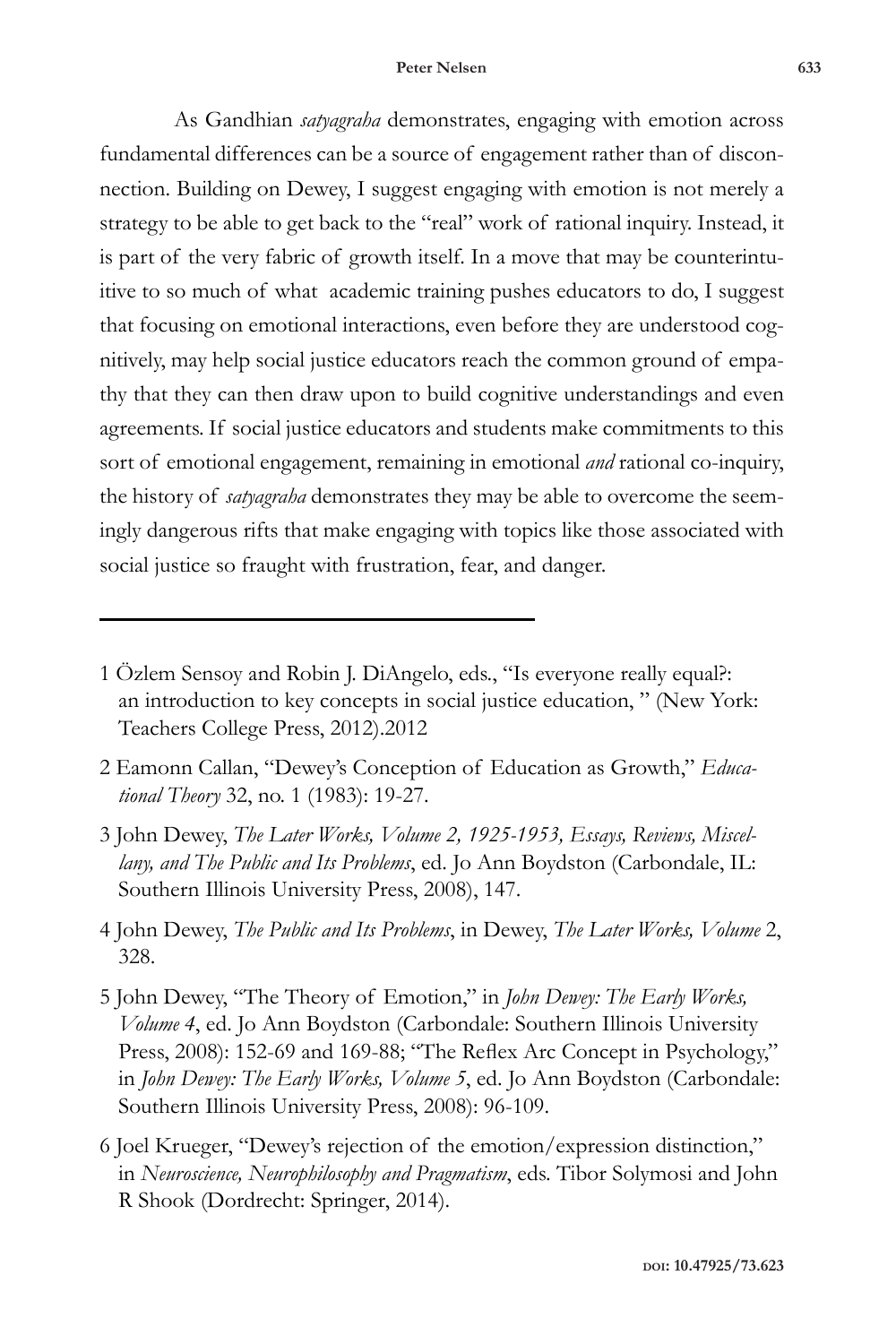As Gandhian *satyagraha* demonstrates, engaging with emotion across fundamental differences can be a source of engagement rather than of disconnection. Building on Dewey, I suggest engaging with emotion is not merely a strategy to be able to get back to the "real" work of rational inquiry. Instead, it is part of the very fabric of growth itself. In a move that may be counterintuitive to so much of what academic training pushes educators to do, I suggest that focusing on emotional interactions, even before they are understood cognitively, may help social justice educators reach the common ground of empathy that they can then draw upon to build cognitive understandings and even agreements. If social justice educators and students make commitments to this sort of emotional engagement, remaining in emotional *and* rational co-inquiry, the history of *satyagraha* demonstrates they may be able to overcome the seemingly dangerous rifts that make engaging with topics like those associated with social justice so fraught with frustration, fear, and danger.

---

1 Özlem Sensoy and Robin J. DiAngelo, eds., "Is everyone really equal?: an introduction to key concepts in social justice education, " (New York: Teachers College Press, 2012).2012

2 Eamonn Callan, "Dewey's Conception of Education as Growth," *Educational Theory* 32, no. 1 (1983): 19-27.

3 John Dewey, *The Later Works, Volume 2, 1925-1953, Essays, Reviews, Miscellany, and The Public and Its Problems*, ed. Jo Ann Boydston (Carbondale, IL: Southern Illinois University Press, 2008), 147.

4 John Dewey, *The Public and Its Problems*, in Dewey, *The Later Works, Volume* 2, 328.

5 John Dewey, "The Theory of Emotion," in *John Dewey: The Early Works, Volume 4*, ed. Jo Ann Boydston (Carbondale: Southern Illinois University Press, 2008): 152-69 and 169-88; "The Reflex Arc Concept in Psychology," in *John Dewey: The Early Works, Volume 5*, ed. Jo Ann Boydston (Carbondale: Southern Illinois University Press, 2008): 96-109.

6 Joel Krueger, "Dewey's rejection of the emotion/expression distinction," in *Neuroscience, Neurophilosophy and Pragmatism*, eds. Tibor Solymosi and John R Shook (Dordrecht: Springer, 2014).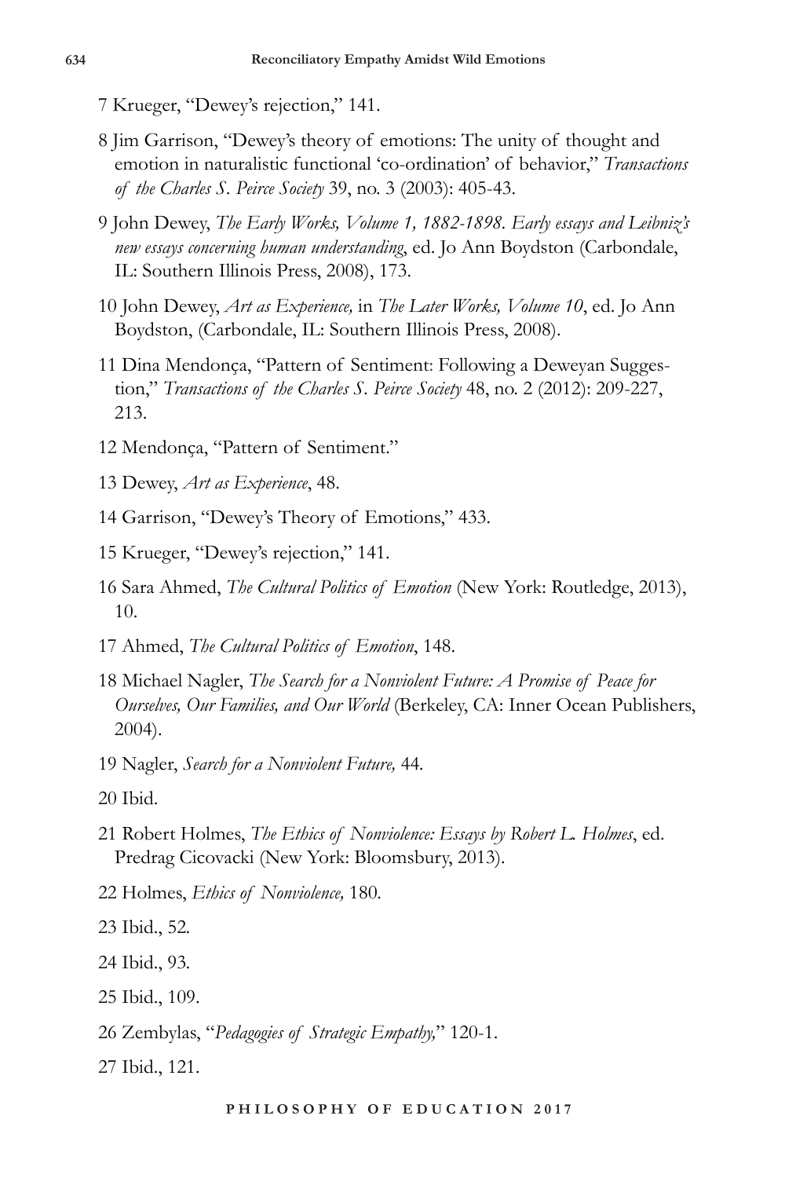7 Krueger, "Dewey's rejection," 141.

8 Jim Garrison, "Dewey's theory of emotions: The unity of thought and emotion in naturalistic functional 'co-ordination' of behavior," *Transactions of the Charles S. Peirce Society* 39, no. 3 (2003): 405-43.

9 John Dewey, *The Early Works, Volume 1, 1882-1898. Early essays and Leibniz's new essays concerning human understanding*, ed. Jo Ann Boydston (Carbondale, IL: Southern Illinois Press, 2008), 173.

10 John Dewey, *Art as Experience,* in *The Later Works, Volume 10*, ed. Jo Ann Boydston, (Carbondale, IL: Southern Illinois Press, 2008).

11 Dina Mendonça, "Pattern of Sentiment: Following a Deweyan Suggestion," *Transactions of the Charles S. Peirce Society* 48, no. 2 (2012): 209-227, 213.

12 Mendonça, "Pattern of Sentiment."

13 Dewey, *Art as Experience*, 48.

14 Garrison, "Dewey's Theory of Emotions," 433.

15 Krueger, "Dewey's rejection," 141.

16 Sara Ahmed, *The Cultural Politics of Emotion* (New York: Routledge, 2013), 10.

17 Ahmed, *The Cultural Politics of Emotion*, 148.

18 Michael Nagler, *The Search for a Nonviolent Future: A Promise of Peace for Ourselves, Our Families, and Our World* (Berkeley, CA: Inner Ocean Publishers, 2004).

19 Nagler, *Search for a Nonviolent Future,* 44.

20 Ibid.

21 Robert Holmes, *The Ethics of Nonviolence: Essays by Robert L. Holmes*, ed. Predrag Cicovacki (New York: Bloomsbury, 2013).

22 Holmes, *Ethics of Nonviolence,* 180.

23 Ibid., 52.

24 Ibid., 93.

25 Ibid., 109.

26 Zembylas, "*Pedagogies of Strategic Empathy,*" 120-1.

27 Ibid., 121.